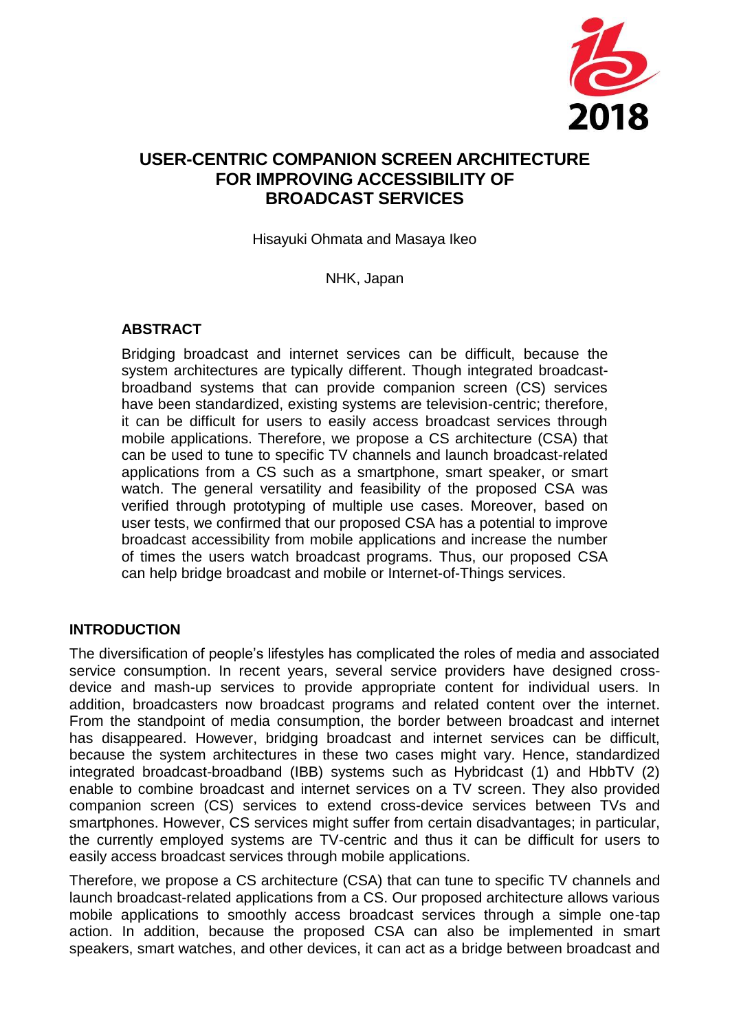# USER-CENTRIC COMPANION SCREEN ARCHITECTURE FOR IMPROVING ACCESSIBILITY OF BROADCAST SERVICES

Hisayuki Ohmata and Masaya Ikeo

NHK, Japan

## ABSTRACT

Bridging broadcast and internet services can be difficult, because the system architectures are typically different. Though integrated broadcast-broadband systems that can provide companion screen (CS) services have been standardized, existing systems are television-centric; therefore, it can be difficult for users to easily access broadcast services through mobile applications. Therefore, we propose a CS architecture (CSA) that can be used to tune to specific TV channels and launch broadcast-related applications from a CS such as a smartphone, smart speaker, or smart watch. The general versatility and feasibility of the proposed CSA was verified through prototyping of multiple use cases. Moreover, based on user tests, we confirmed that our proposed CSA has a potential to improve broadcast accessibility from mobile applications and increase the number of times the users watch broadcast programs. Thus, our proposed CSA can help bridge broadcast and mobile or Internet-of-Things services.

## INTRODUCTION

The diversification of people's lifestyles has complicated the roles of media and associated service consumption. In recent years, several service providers have designed cross-device and mash-up services to provide appropriate content for individual users. In addition, broadcasters now broadcast programs and related content over the internet. From the standpoint of media consumption, the border between broadcast and internet has disappeared. However, bridging broadcast and internet services can be difficult, because the system architectures in these two cases might vary. Hence, standardized integrated broadcast-broadband (IBB) systems such as Hybridcast (1) and HbbTV (2) enable to combine broadcast and internet services on a TV screen. They also provided companion screen (CS) services to extend cross-device services between TVs and smartphones. However, CS services might suffer from certain disadvantages; in particular, the currently employed systems are TV-centric and thus it can be difficult for users to easily access broadcast services through mobile applications.

Therefore, we propose a CS architecture (CSA) that can tune to specific TV channels and launch broadcast-related applications from a CS. Our proposed architecture allows various mobile applications to smoothly access broadcast services through a simple one-tap action. In addition, because the proposed CSA can also be implemented in smart speakers, smart watches, and other devices, it can act as a bridge between broadcast and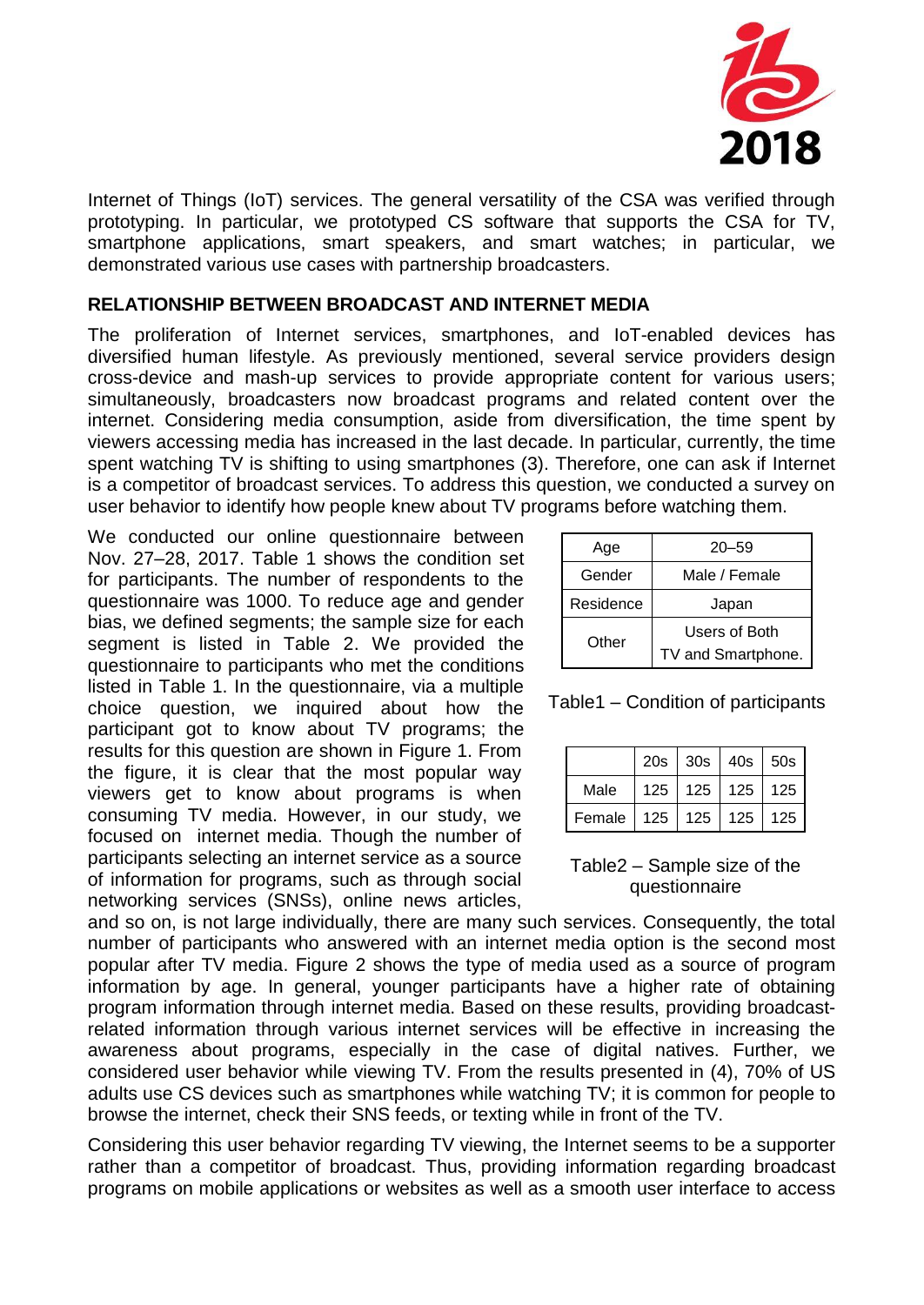Internet of Things (IoT) services. The general versatility of the CSA was verified through prototyping. In particular, we prototyped CS software that supports the CSA for TV, smartphone applications, smart speakers, and smart watches; in particular, we demonstrated various use cases with partnership broadcasters.

## RELATIONSHIP BETWEEN BROADCAST AND INTERNET MEDIA

The proliferation of Internet services, smartphones, and IoT-enabled devices has diversified human lifestyle. As previously mentioned, several service providers design cross-device and mash-up services to provide appropriate content for various users; simultaneously, broadcasters now broadcast programs and related content over the internet. Considering media consumption, aside from diversification, the time spent by viewers accessing media has increased in the last decade. In particular, currently, the time spent watching TV is shifting to using smartphones (3). Therefore, one can ask if Internet is a competitor of broadcast services. To address this question, we conducted a survey on user behavior to identify how people knew about TV programs before watching them.

We conducted our online questionnaire between Nov. 27–28, 2017. Table 1 shows the condition set for participants. The number of respondents to the questionnaire was 1000. To reduce age and gender bias, we defined segments; the sample size for each segment is listed in Table 2. We provided the questionnaire to participants who met the conditions listed in Table 1. In the questionnaire, via a multiple choice question, we inquired about how the participant got to know about TV programs; the results for this question are shown in Figure 1. From the figure, it is clear that the most popular way viewers get to know about programs is when consuming TV media. However, in our study, we focused on internet media. Though the number of participants selecting an internet service as a source of information for programs, such as through social networking services (SNSs), online news articles, and so on, is not large individually, there are many such services. Consequently, the total number of participants who answered with an internet media option is the second most popular after TV media. Figure 2 shows the type of media used as a source of program information by age. In general, younger participants have a higher rate of obtaining program information through internet media. Based on these results, providing broadcast-related information through various internet services will be effective in increasing the awareness about programs, especially in the case of digital natives. Further, we considered user behavior while viewing TV. From the results presented in (4), 70% of US adults use CS devices such as smartphones while watching TV; it is common for people to browse the internet, check their SNS feeds, or texting while in front of the TV.

| Age | 20–59 |
|---|---|
| Gender | Male / Female |
| Residence | Japan |
| Other | Users of Both TV and Smartphone. |

Table1 – Condition of participants

| | 20s | 30s | 40s | 50s |
|---|---|---|---|---|
| Male | 125 | 125 | 125 | 125 |
| Female | 125 | 125 | 125 | 125 |

Table2 – Sample size of the questionnaire

Considering this user behavior regarding TV viewing, the Internet seems to be a supporter rather than a competitor of broadcast. Thus, providing information regarding broadcast programs on mobile applications or websites as well as a smooth user interface to access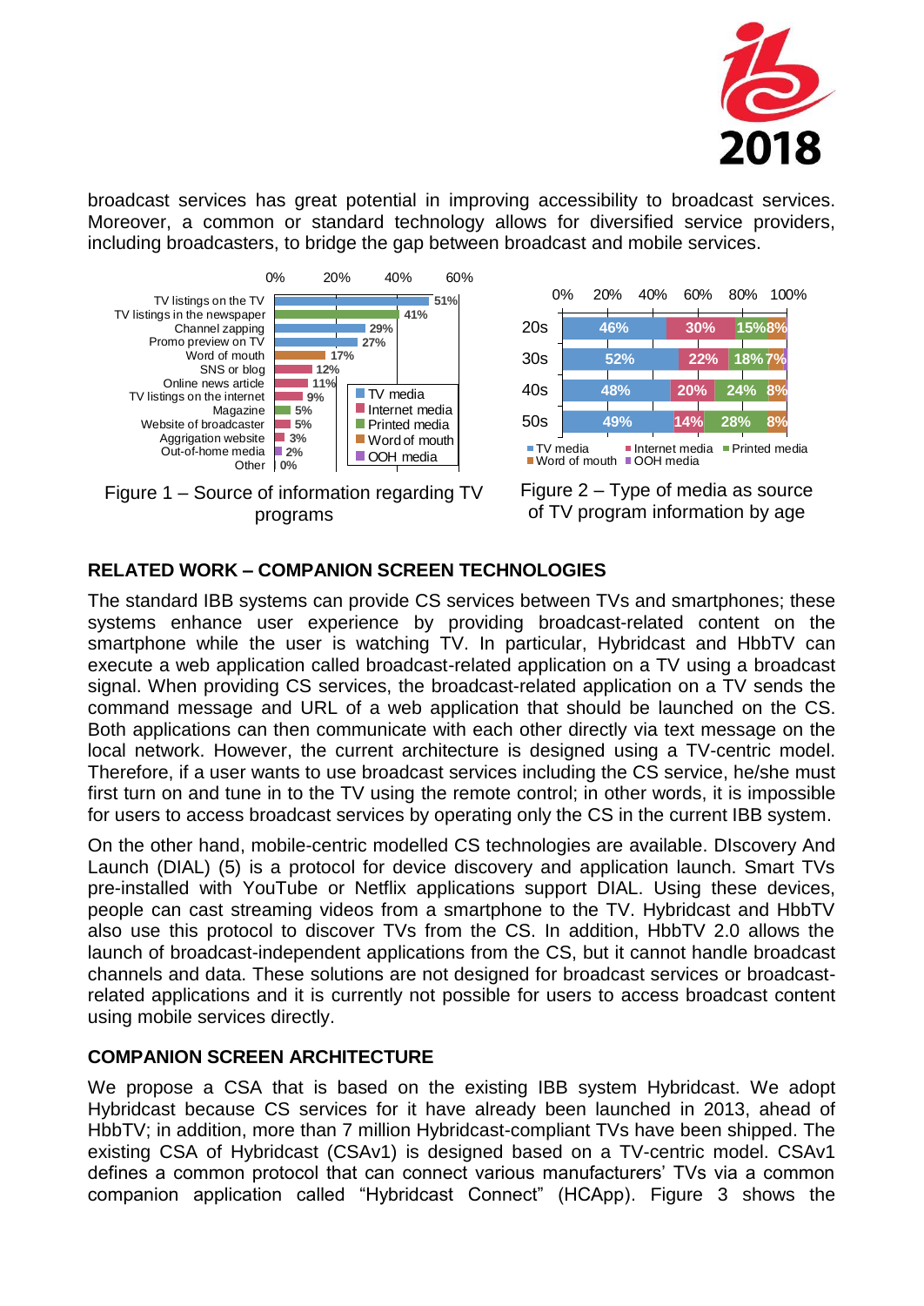broadcast services has great potential in improving accessibility to broadcast services. Moreover, a common or standard technology allows for diversified service providers, including broadcasters, to bridge the gap between broadcast and mobile services.

| Source | Percentage | Media type |
| --- | --- | --- |
| TV listings on the TV | 51% | TV media |
| TV listings in the newspaper | 41% | Printed media |
| Channel zapping | 29% | TV media |
| Promo preview on TV | 27% | TV media |
| Word of mouth | 17% | Word of mouth |
| SNS or blog | 12% | Internet media |
| Online news article | 11% | Internet media |
| TV listings on the internet | 9% | Internet media |
| Magazine | 5% | Printed media |
| Website of broadcaster | 5% | Internet media |
| Aggrigation website | 3% | Internet media |
| Out-of-home media | 2% | OOH media |
| Other | 0% | |

Figure 1 – Source of information regarding TV programs

| Age | TV media | Internet media | Printed media | Word of mouth | OOH media |
| --- | --- | --- | --- | --- | --- |
| 20s | 46% | 30% | 15% | 8% | |
| 30s | 52% | 22% | 18% | 7% | |
| 40s | 48% | 20% | 24% | 8% | |
| 50s | 49% | 14% | 28% | 8% | |

Figure 2 – Type of media as source of TV program information by age

## RELATED WORK – COMPANION SCREEN TECHNOLOGIES

The standard IBB systems can provide CS services between TVs and smartphones; these systems enhance user experience by providing broadcast-related content on the smartphone while the user is watching TV. In particular, Hybridcast and HbbTV can execute a web application called broadcast-related application on a TV using a broadcast signal. When providing CS services, the broadcast-related application on a TV sends the command message and URL of a web application that should be launched on the CS. Both applications can then communicate with each other directly via text message on the local network. However, the current architecture is designed using a TV-centric model. Therefore, if a user wants to use broadcast services including the CS service, he/she must first turn on and tune in to the TV using the remote control; in other words, it is impossible for users to access broadcast services by operating only the CS in the current IBB system.

On the other hand, mobile-centric modelled CS technologies are available. DIscovery And Launch (DIAL) (5) is a protocol for device discovery and application launch. Smart TVs pre-installed with YouTube or Netflix applications support DIAL. Using these devices, people can cast streaming videos from a smartphone to the TV. Hybridcast and HbbTV also use this protocol to discover TVs from the CS. In addition, HbbTV 2.0 allows the launch of broadcast-independent applications from the CS, but it cannot handle broadcast channels and data. These solutions are not designed for broadcast services or broadcast-related applications and it is currently not possible for users to access broadcast content using mobile services directly.

## COMPANION SCREEN ARCHITECTURE

We propose a CSA that is based on the existing IBB system Hybridcast. We adopt Hybridcast because CS services for it have already been launched in 2013, ahead of HbbTV; in addition, more than 7 million Hybridcast-compliant TVs have been shipped. The existing CSA of Hybridcast (CSAv1) is designed based on a TV-centric model. CSAv1 defines a common protocol that can connect various manufacturers' TVs via a common companion application called "Hybridcast Connect" (HCApp). Figure 3 shows the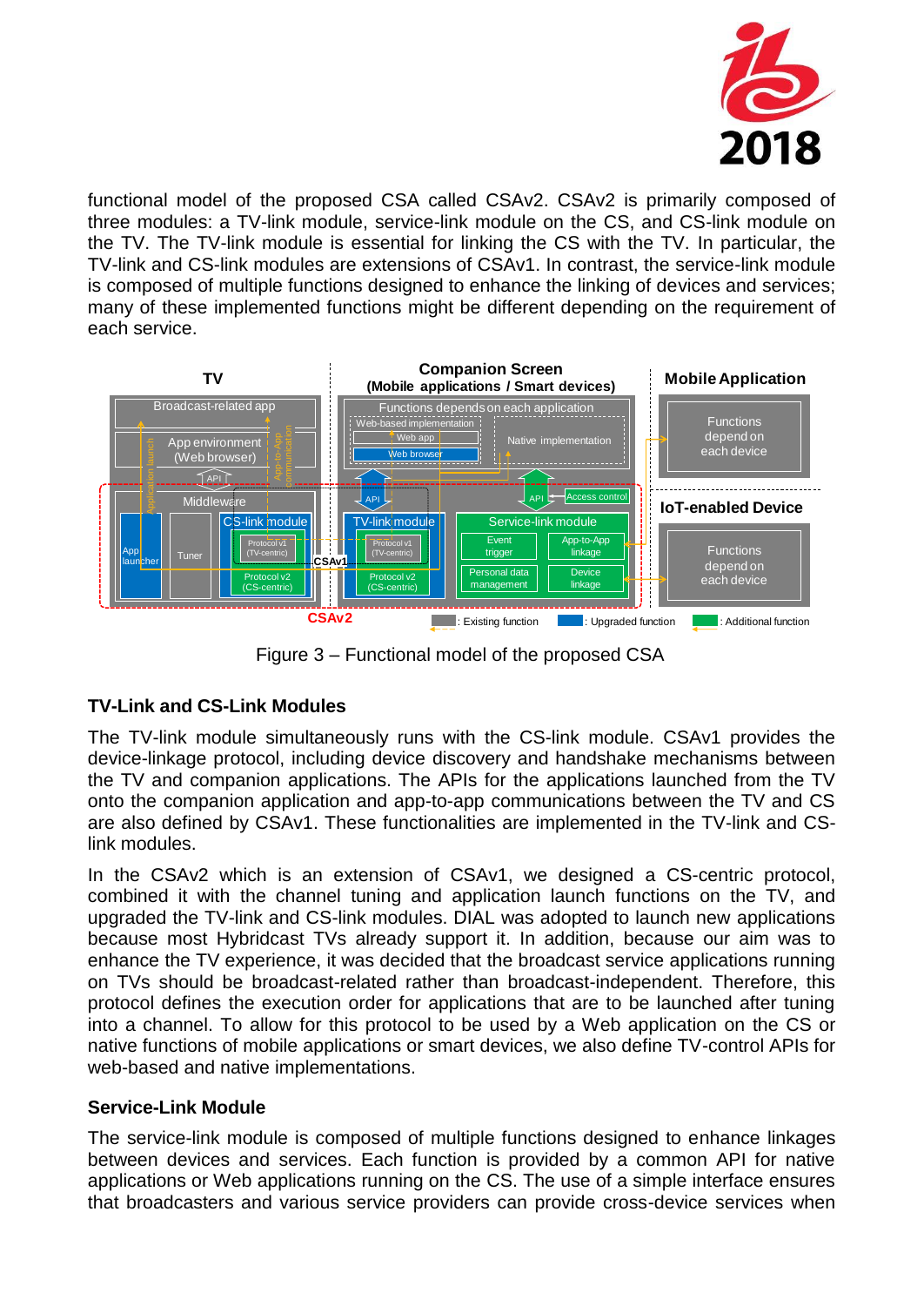functional model of the proposed CSA called CSAv2. CSAv2 is primarily composed of three modules: a TV-link module, service-link module on the CS, and CS-link module on the TV. The TV-link module is essential for linking the CS with the TV. In particular, the TV-link and CS-link modules are extensions of CSAv1. In contrast, the service-link module is composed of multiple functions designed to enhance the linking of devices and services; many of these implemented functions might be different depending on the requirement of each service.

Figure 3 – Functional model of the proposed CSA

### TV-Link and CS-Link Modules

The TV-link module simultaneously runs with the CS-link module. CSAv1 provides the device-linkage protocol, including device discovery and handshake mechanisms between the TV and companion applications. The APIs for the applications launched from the TV onto the companion application and app-to-app communications between the TV and CS are also defined by CSAv1. These functionalities are implemented in the TV-link and CS-link modules.

In the CSAv2 which is an extension of CSAv1, we designed a CS-centric protocol, combined it with the channel tuning and application launch functions on the TV, and upgraded the TV-link and CS-link modules. DIAL was adopted to launch new applications because most Hybridcast TVs already support it. In addition, because our aim was to enhance the TV experience, it was decided that the broadcast service applications running on TVs should be broadcast-related rather than broadcast-independent. Therefore, this protocol defines the execution order for applications that are to be launched after tuning into a channel. To allow for this protocol to be used by a Web application on the CS or native functions of mobile applications or smart devices, we also define TV-control APIs for web-based and native implementations.

### Service-Link Module

The service-link module is composed of multiple functions designed to enhance linkages between devices and services. Each function is provided by a common API for native applications or Web applications running on the CS. The use of a simple interface ensures that broadcasters and various service providers can provide cross-device services when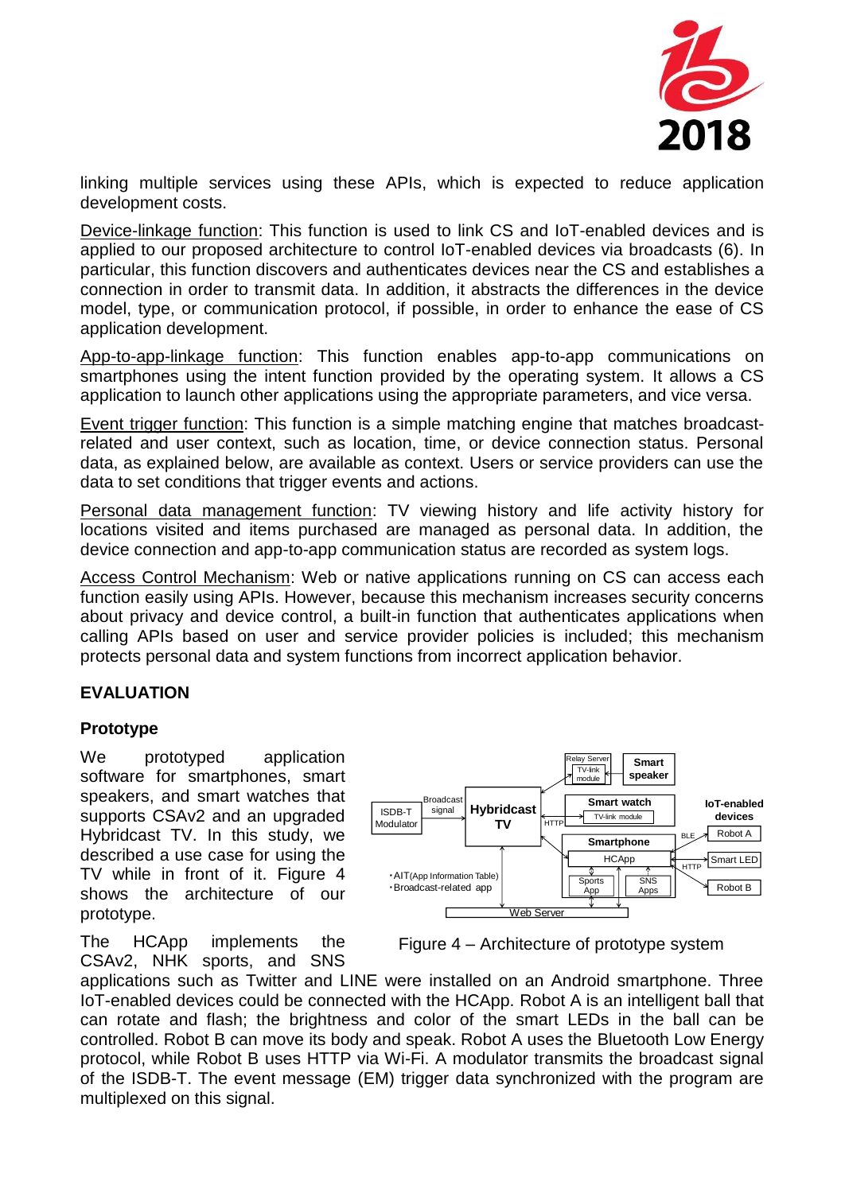linking multiple services using these APIs, which is expected to reduce application development costs.

Device-linkage function: This function is used to link CS and IoT-enabled devices and is applied to our proposed architecture to control IoT-enabled devices via broadcasts (6). In particular, this function discovers and authenticates devices near the CS and establishes a connection in order to transmit data. In addition, it abstracts the differences in the device model, type, or communication protocol, if possible, in order to enhance the ease of CS application development.

App-to-app-linkage function: This function enables app-to-app communications on smartphones using the intent function provided by the operating system. It allows a CS application to launch other applications using the appropriate parameters, and vice versa.

Event trigger function: This function is a simple matching engine that matches broadcast-related and user context, such as location, time, or device connection status. Personal data, as explained below, are available as context. Users or service providers can use the data to set conditions that trigger events and actions.

Personal data management function: TV viewing history and life activity history for locations visited and items purchased are managed as personal data. In addition, the device connection and app-to-app communication status are recorded as system logs.

Access Control Mechanism: Web or native applications running on CS can access each function easily using APIs. However, because this mechanism increases security concerns about privacy and device control, a built-in function that authenticates applications when calling APIs based on user and service provider policies is included; this mechanism protects personal data and system functions from incorrect application behavior.

## EVALUATION

### Prototype

We prototyped application software for smartphones, smart speakers, and smart watches that supports CSAv2 and an upgraded Hybridcast TV. In this study, we described a use case for using the TV while in front of it. Figure 4 shows the architecture of our prototype.

Figure 4 – Architecture of prototype system

The HCApp implements the CSAv2, NHK sports, and SNS applications such as Twitter and LINE were installed on an Android smartphone. Three IoT-enabled devices could be connected with the HCApp. Robot A is an intelligent ball that can rotate and flash; the brightness and color of the smart LEDs in the ball can be controlled. Robot B can move its body and speak. Robot A uses the Bluetooth Low Energy protocol, while Robot B uses HTTP via Wi-Fi. A modulator transmits the broadcast signal of the ISDB-T. The event message (EM) trigger data synchronized with the program are multiplexed on this signal.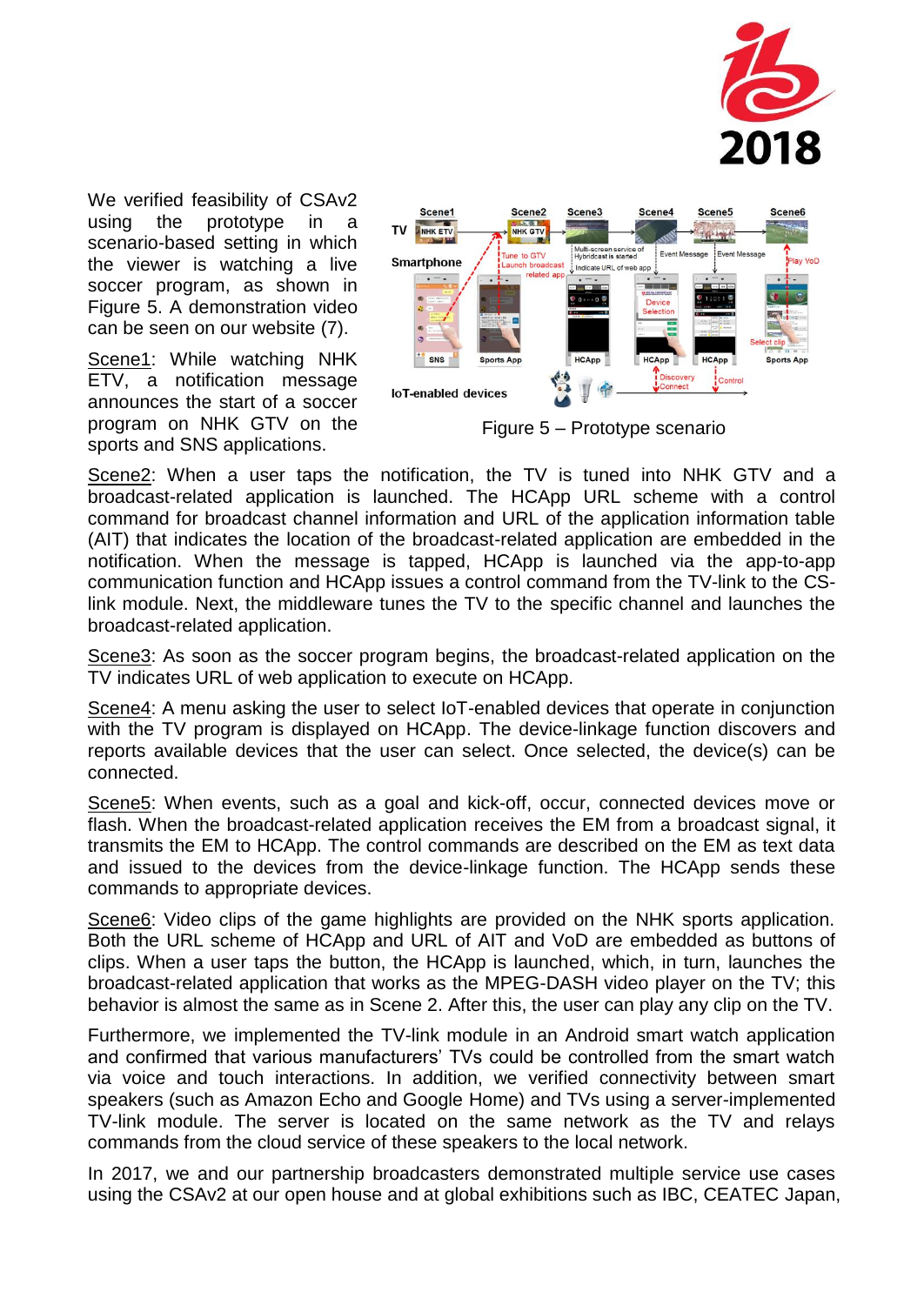We verified feasibility of CSAv2 using the prototype in a scenario-based setting in which the viewer is watching a live soccer program, as shown in Figure 5. A demonstration video can be seen on our website (7).

Scene1: While watching NHK ETV, a notification message announces the start of a soccer program on NHK GTV on the sports and SNS applications.

Figure 5 – Prototype scenario

Scene2: When a user taps the notification, the TV is tuned into NHK GTV and a broadcast-related application is launched. The HCApp URL scheme with a control command for broadcast channel information and URL of the application information table (AIT) that indicates the location of the broadcast-related application are embedded in the notification. When the message is tapped, HCApp is launched via the app-to-app communication function and HCApp issues a control command from the TV-link to the CS-link module. Next, the middleware tunes the TV to the specific channel and launches the broadcast-related application.

Scene3: As soon as the soccer program begins, the broadcast-related application on the TV indicates URL of web application to execute on HCApp.

Scene4: A menu asking the user to select IoT-enabled devices that operate in conjunction with the TV program is displayed on HCApp. The device-linkage function discovers and reports available devices that the user can select. Once selected, the device(s) can be connected.

Scene5: When events, such as a goal and kick-off, occur, connected devices move or flash. When the broadcast-related application receives the EM from a broadcast signal, it transmits the EM to HCApp. The control commands are described on the EM as text data and issued to the devices from the device-linkage function. The HCApp sends these commands to appropriate devices.

Scene6: Video clips of the game highlights are provided on the NHK sports application. Both the URL scheme of HCApp and URL of AIT and VoD are embedded as buttons of clips. When a user taps the button, the HCApp is launched, which, in turn, launches the broadcast-related application that works as the MPEG-DASH video player on the TV; this behavior is almost the same as in Scene 2. After this, the user can play any clip on the TV.

Furthermore, we implemented the TV-link module in an Android smart watch application and confirmed that various manufacturers' TVs could be controlled from the smart watch via voice and touch interactions. In addition, we verified connectivity between smart speakers (such as Amazon Echo and Google Home) and TVs using a server-implemented TV-link module. The server is located on the same network as the TV and relays commands from the cloud service of these speakers to the local network.

In 2017, we and our partnership broadcasters demonstrated multiple service use cases using the CSAv2 at our open house and at global exhibitions such as IBC, CEATEC Japan,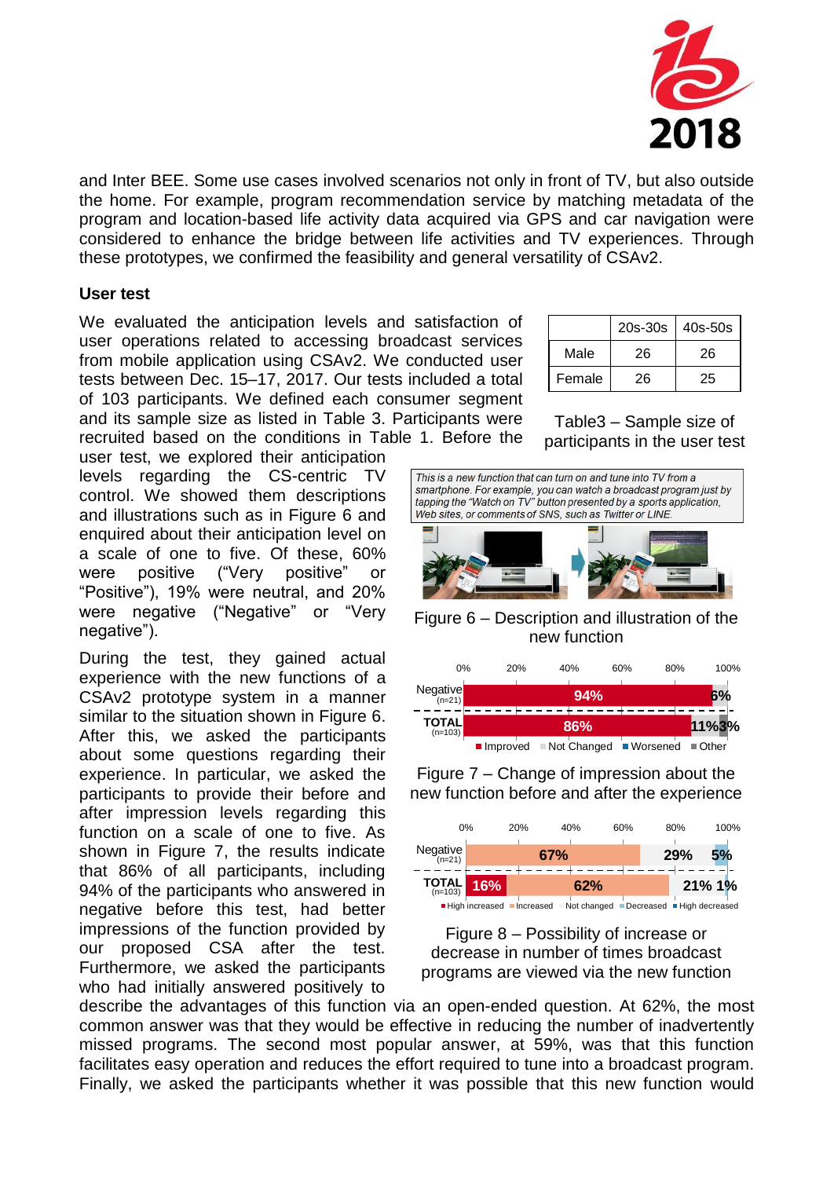and Inter BEE. Some use cases involved scenarios not only in front of TV, but also outside the home. For example, program recommendation service by matching metadata of the program and location-based life activity data acquired via GPS and car navigation were considered to enhance the bridge between life activities and TV experiences. Through these prototypes, we confirmed the feasibility and general versatility of CSAv2.

**User test**

We evaluated the anticipation levels and satisfaction of user operations related to accessing broadcast services from mobile application using CSAv2. We conducted user tests between Dec. 15–17, 2017. Our tests included a total of 103 participants. We defined each consumer segment and its sample size as listed in Table 3. Participants were recruited based on the conditions in Table 1. Before the user test, we explored their anticipation levels regarding the CS-centric TV control. We showed them descriptions and illustrations such as in Figure 6 and enquired about their anticipation level on a scale of one to five. Of these, 60% were positive ("Very positive" or "Positive"), 19% were neutral, and 20% were negative ("Negative" or "Very negative").

| | 20s-30s | 40s-50s |
|---|---|---|
| Male | 26 | 26 |
| Female | 26 | 25 |

Table3 – Sample size of participants in the user test

*This is a new function that can turn on and tune into TV from a smartphone. For example, you can watch a broadcast program just by tapping the "Watch on TV" button presented by a sports application, Web sites, or comments of SNS, such as Twitter or LINE.*

Figure 6 – Description and illustration of the new function

Figure 7 – Change of impression about the new function before and after the experience

Figure 8 – Possibility of increase or decrease in number of times broadcast programs are viewed via the new function

During the test, they gained actual experience with the new functions of a CSAv2 prototype system in a manner similar to the situation shown in Figure 6. After this, we asked the participants about some questions regarding their experience. In particular, we asked the participants to provide their before and after impression levels regarding this function on a scale of one to five. As shown in Figure 7, the results indicate that 86% of all participants, including 94% of the participants who answered in negative before this test, had better impressions of the function provided by our proposed CSA after the test. Furthermore, we asked the participants who had initially answered positively to describe the advantages of this function via an open-ended question. At 62%, the most common answer was that they would be effective in reducing the number of inadvertently missed programs. The second most popular answer, at 59%, was that this function facilitates easy operation and reduces the effort required to tune into a broadcast program. Finally, we asked the participants whether it was possible that this new function would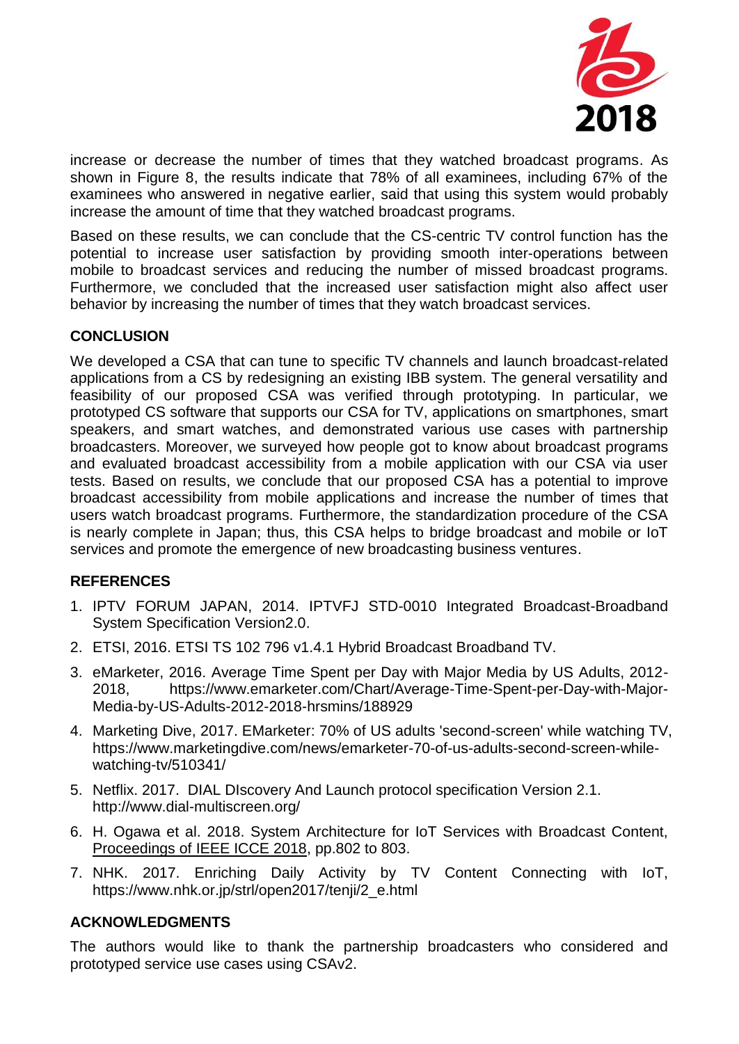increase or decrease the number of times that they watched broadcast programs. As shown in Figure 8, the results indicate that 78% of all examinees, including 67% of the examinees who answered in negative earlier, said that using this system would probably increase the amount of time that they watched broadcast programs.

Based on these results, we can conclude that the CS-centric TV control function has the potential to increase user satisfaction by providing smooth inter-operations between mobile to broadcast services and reducing the number of missed broadcast programs. Furthermore, we concluded that the increased user satisfaction might also affect user behavior by increasing the number of times that they watch broadcast services.

## CONCLUSION

We developed a CSA that can tune to specific TV channels and launch broadcast-related applications from a CS by redesigning an existing IBB system. The general versatility and feasibility of our proposed CSA was verified through prototyping. In particular, we prototyped CS software that supports our CSA for TV, applications on smartphones, smart speakers, and smart watches, and demonstrated various use cases with partnership broadcasters. Moreover, we surveyed how people got to know about broadcast programs and evaluated broadcast accessibility from a mobile application with our CSA via user tests. Based on results, we conclude that our proposed CSA has a potential to improve broadcast accessibility from mobile applications and increase the number of times that users watch broadcast programs. Furthermore, the standardization procedure of the CSA is nearly complete in Japan; thus, this CSA helps to bridge broadcast and mobile or IoT services and promote the emergence of new broadcasting business ventures.

## REFERENCES

1. IPTV FORUM JAPAN, 2014. IPTVFJ STD-0010 Integrated Broadcast-Broadband System Specification Version2.0.
2. ETSI, 2016. ETSI TS 102 796 v1.4.1 Hybrid Broadcast Broadband TV.
3. eMarketer, 2016. Average Time Spent per Day with Major Media by US Adults, 2012-2018, https://www.emarketer.com/Chart/Average-Time-Spent-per-Day-with-Major-Media-by-US-Adults-2012-2018-hrsmins/188929
4. Marketing Dive, 2017. EMarketer: 70% of US adults 'second-screen' while watching TV, https://www.marketingdive.com/news/emarketer-70-of-us-adults-second-screen-while-watching-tv/510341/
5. Netflix. 2017. DIAL DIscovery And Launch protocol specification Version 2.1. http://www.dial-multiscreen.org/
6. H. Ogawa et al. 2018. System Architecture for IoT Services with Broadcast Content, Proceedings of IEEE ICCE 2018, pp.802 to 803.
7. NHK. 2017. Enriching Daily Activity by TV Content Connecting with IoT, https://www.nhk.or.jp/strl/open2017/tenji/2_e.html

## ACKNOWLEDGMENTS

The authors would like to thank the partnership broadcasters who considered and prototyped service use cases using CSAv2.